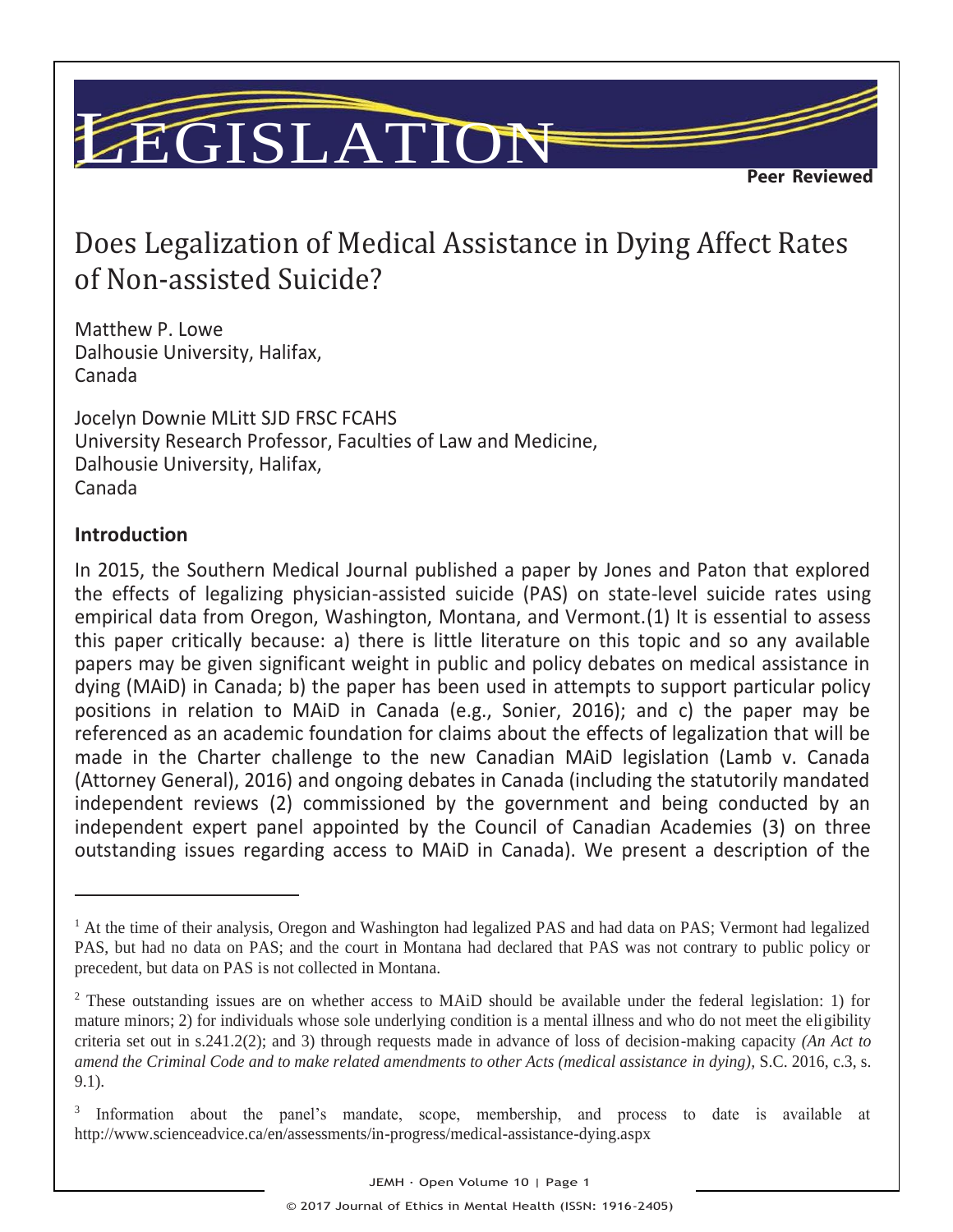LEGISLATION

**Peer Reviewed**

# Does Legalization of Medical Assistance in Dying Affect Rates of Non-assisted Suicide?

Matthew P. Lowe
Dalhousie University, Halifax,
Canada

Jocelyn Downie MLitt SJD FRSC FCAHS
University Research Professor, Faculties of Law and Medicine,
Dalhousie University, Halifax,
Canada

## Introduction

In 2015, the Southern Medical Journal published a paper by Jones and Paton that explored the effects of legalizing physician-assisted suicide (PAS) on state-level suicide rates using empirical data from Oregon, Washington, Montana, and Vermont.(1) It is essential to assess this paper critically because: a) there is little literature on this topic and so any available papers may be given significant weight in public and policy debates on medical assistance in dying (MAiD) in Canada; b) the paper has been used in attempts to support particular policy positions in relation to MAiD in Canada (e.g., Sonier, 2016); and c) the paper may be referenced as an academic foundation for claims about the effects of legalization that will be made in the Charter challenge to the new Canadian MAiD legislation (Lamb v. Canada (Attorney General), 2016) and ongoing debates in Canada (including the statutorily mandated independent reviews (2) commissioned by the government and being conducted by an independent expert panel appointed by the Council of Canadian Academies (3) on three outstanding issues regarding access to MAiD in Canada). We present a description of the

---

[1] At the time of their analysis, Oregon and Washington had legalized PAS and had data on PAS; Vermont had legalized PAS, but had no data on PAS; and the court in Montana had declared that PAS was not contrary to public policy or precedent, but data on PAS is not collected in Montana.

[2] These outstanding issues are on whether access to MAiD should be available under the federal legislation: 1) for mature minors; 2) for individuals whose sole underlying condition is a mental illness and who do not meet the eligibility criteria set out in s.241.2(2); and 3) through requests made in advance of loss of decision-making capacity *(An Act to amend the Criminal Code and to make related amendments to other Acts (medical assistance in dying),* S.C. 2016, c.3, s. 9.1).

[3] Information about the panel's mandate, scope, membership, and process to date is available at http://www.scienceadvice.ca/en/assessments/in-progress/medical-assistance-dying.aspx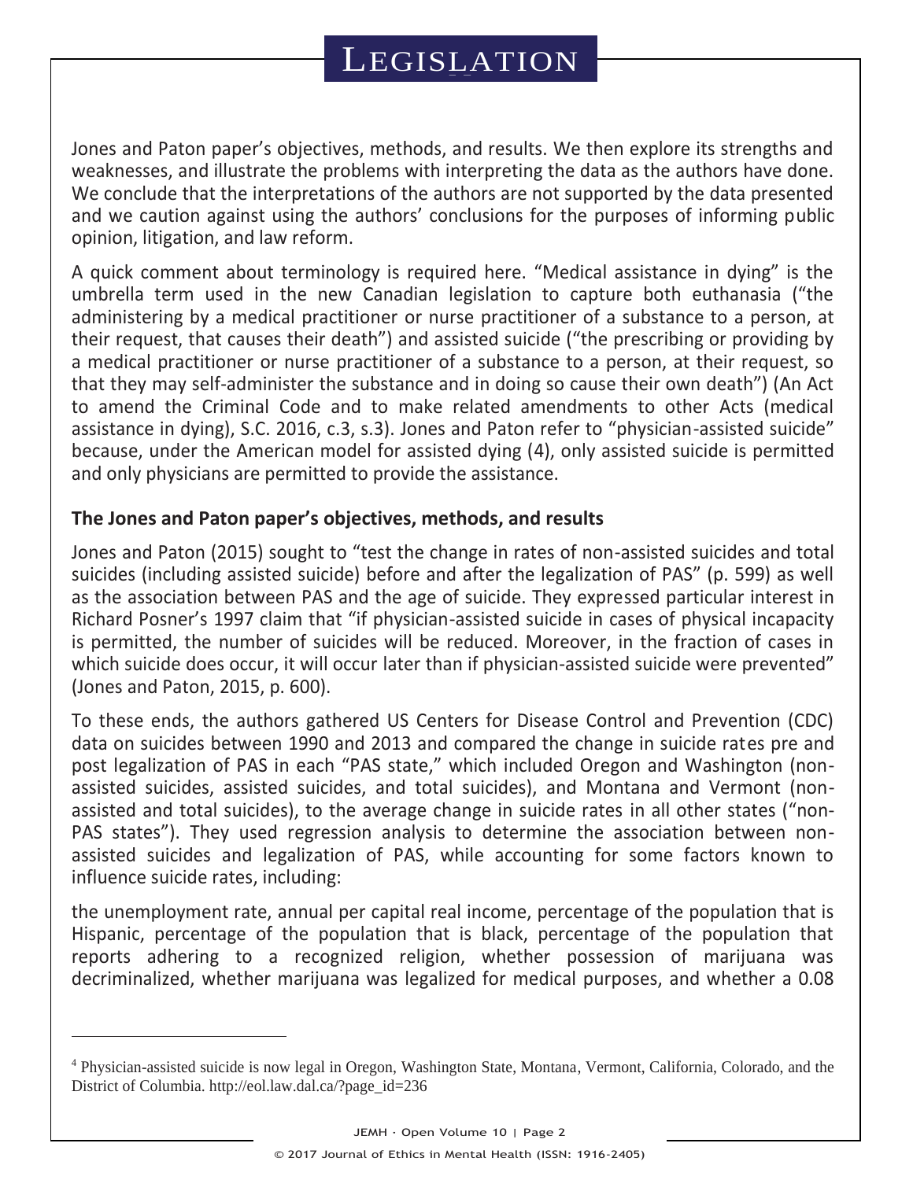Jones and Paton paper's objectives, methods, and results. We then explore its strengths and weaknesses, and illustrate the problems with interpreting the data as the authors have done. We conclude that the interpretations of the authors are not supported by the data presented and we caution against using the authors' conclusions for the purposes of informing public opinion, litigation, and law reform.

A quick comment about terminology is required here. "Medical assistance in dying" is the umbrella term used in the new Canadian legislation to capture both euthanasia ("the administering by a medical practitioner or nurse practitioner of a substance to a person, at their request, that causes their death") and assisted suicide ("the prescribing or providing by a medical practitioner or nurse practitioner of a substance to a person, at their request, so that they may self-administer the substance and in doing so cause their own death") (An Act to amend the Criminal Code and to make related amendments to other Acts (medical assistance in dying), S.C. 2016, c.3, s.3). Jones and Paton refer to "physician-assisted suicide" because, under the American model for assisted dying (4), only assisted suicide is permitted and only physicians are permitted to provide the assistance.

### The Jones and Paton paper's objectives, methods, and results

Jones and Paton (2015) sought to "test the change in rates of non-assisted suicides and total suicides (including assisted suicide) before and after the legalization of PAS" (p. 599) as well as the association between PAS and the age of suicide. They expressed particular interest in Richard Posner's 1997 claim that "if physician-assisted suicide in cases of physical incapacity is permitted, the number of suicides will be reduced. Moreover, in the fraction of cases in which suicide does occur, it will occur later than if physician-assisted suicide were prevented" (Jones and Paton, 2015, p. 600).

To these ends, the authors gathered US Centers for Disease Control and Prevention (CDC) data on suicides between 1990 and 2013 and compared the change in suicide rates pre and post legalization of PAS in each "PAS state," which included Oregon and Washington (non-assisted suicides, assisted suicides, and total suicides), and Montana and Vermont (non-assisted and total suicides), to the average change in suicide rates in all other states ("non-PAS states"). They used regression analysis to determine the association between non-assisted suicides and legalization of PAS, while accounting for some factors known to influence suicide rates, including:

the unemployment rate, annual per capital real income, percentage of the population that is Hispanic, percentage of the population that is black, percentage of the population that reports adhering to a recognized religion, whether possession of marijuana was decriminalized, whether marijuana was legalized for medical purposes, and whether a 0.08

---

[4] Physician-assisted suicide is now legal in Oregon, Washington State, Montana, Vermont, California, Colorado, and the District of Columbia. http://eol.law.dal.ca/?page_id=236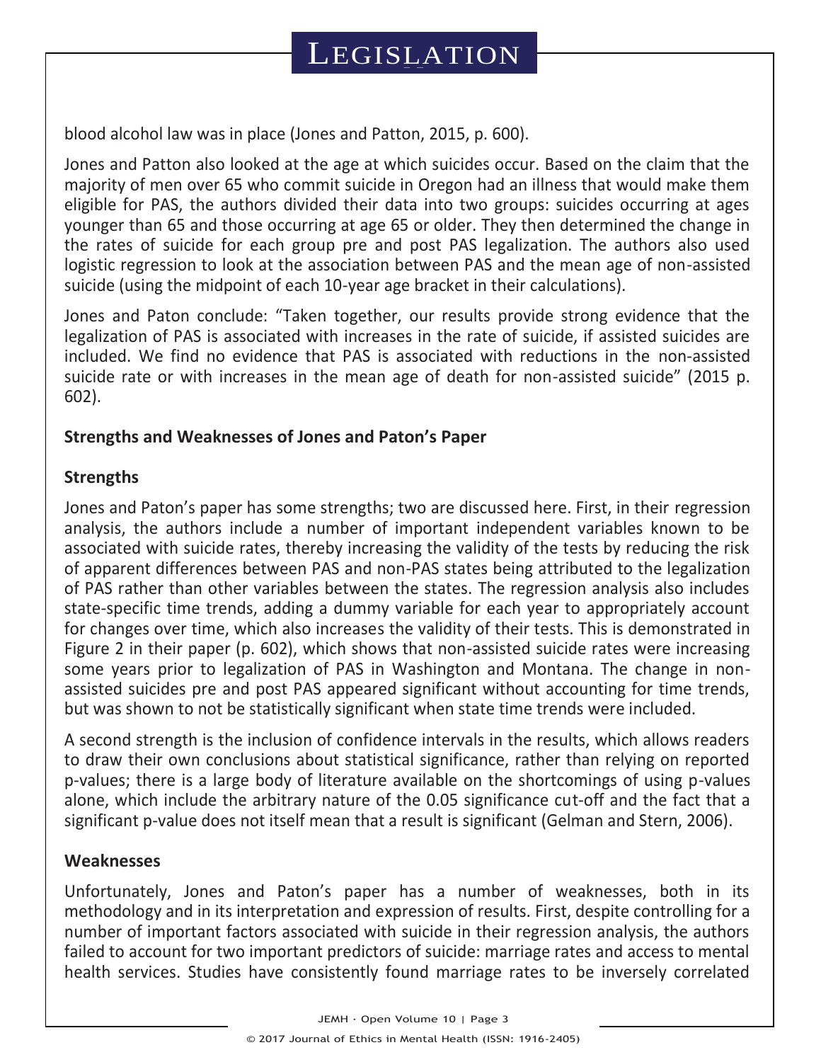blood alcohol law was in place (Jones and Patton, 2015, p. 600).

Jones and Patton also looked at the age at which suicides occur. Based on the claim that the majority of men over 65 who commit suicide in Oregon had an illness that would make them eligible for PAS, the authors divided their data into two groups: suicides occurring at ages younger than 65 and those occurring at age 65 or older. They then determined the change in the rates of suicide for each group pre and post PAS legalization. The authors also used logistic regression to look at the association between PAS and the mean age of non-assisted suicide (using the midpoint of each 10-year age bracket in their calculations).

Jones and Paton conclude: "Taken together, our results provide strong evidence that the legalization of PAS is associated with increases in the rate of suicide, if assisted suicides are included. We find no evidence that PAS is associated with reductions in the non-assisted suicide rate or with increases in the mean age of death for non-assisted suicide" (2015 p. 602).

## Strengths and Weaknesses of Jones and Paton's Paper

### Strengths

Jones and Paton's paper has some strengths; two are discussed here. First, in their regression analysis, the authors include a number of important independent variables known to be associated with suicide rates, thereby increasing the validity of the tests by reducing the risk of apparent differences between PAS and non-PAS states being attributed to the legalization of PAS rather than other variables between the states. The regression analysis also includes state-specific time trends, adding a dummy variable for each year to appropriately account for changes over time, which also increases the validity of their tests. This is demonstrated in Figure 2 in their paper (p. 602), which shows that non-assisted suicide rates were increasing some years prior to legalization of PAS in Washington and Montana. The change in non-assisted suicides pre and post PAS appeared significant without accounting for time trends, but was shown to not be statistically significant when state time trends were included.

A second strength is the inclusion of confidence intervals in the results, which allows readers to draw their own conclusions about statistical significance, rather than relying on reported p-values; there is a large body of literature available on the shortcomings of using p-values alone, which include the arbitrary nature of the 0.05 significance cut-off and the fact that a significant p-value does not itself mean that a result is significant (Gelman and Stern, 2006).

### Weaknesses

Unfortunately, Jones and Paton's paper has a number of weaknesses, both in its methodology and in its interpretation and expression of results. First, despite controlling for a number of important factors associated with suicide in their regression analysis, the authors failed to account for two important predictors of suicide: marriage rates and access to mental health services. Studies have consistently found marriage rates to be inversely correlated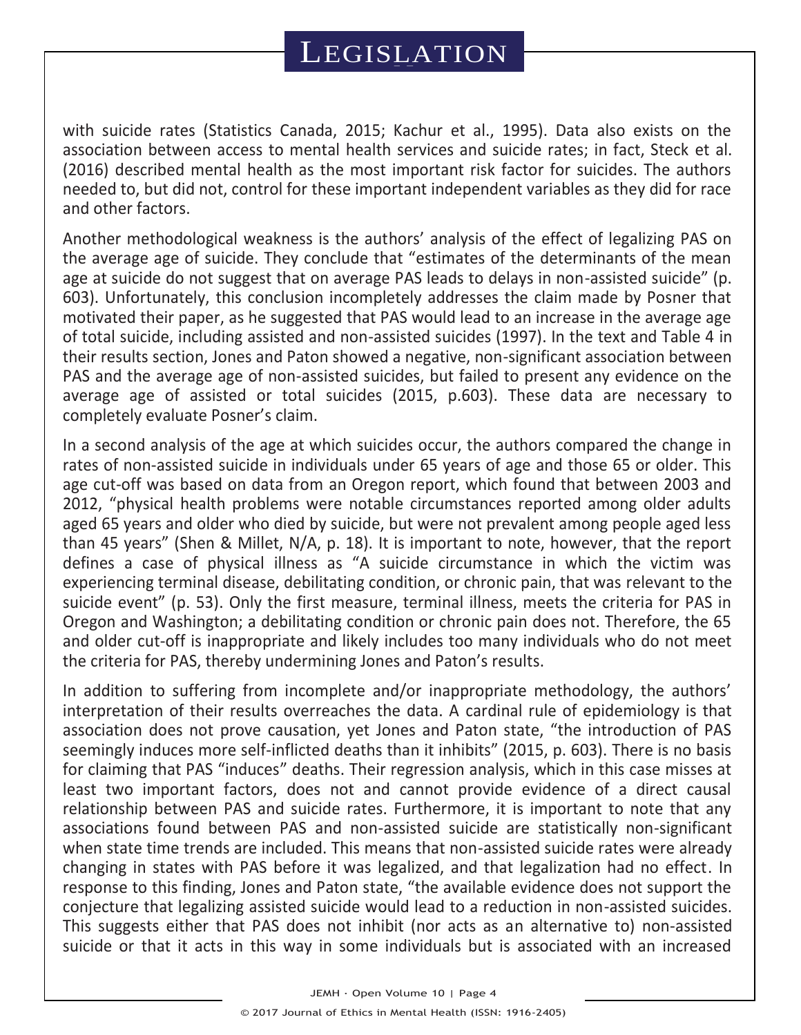with suicide rates (Statistics Canada, 2015; Kachur et al., 1995). Data also exists on the association between access to mental health services and suicide rates; in fact, Steck et al. (2016) described mental health as the most important risk factor for suicides. The authors needed to, but did not, control for these important independent variables as they did for race and other factors.

Another methodological weakness is the authors' analysis of the effect of legalizing PAS on the average age of suicide. They conclude that "estimates of the determinants of the mean age at suicide do not suggest that on average PAS leads to delays in non-assisted suicide" (p. 603). Unfortunately, this conclusion incompletely addresses the claim made by Posner that motivated their paper, as he suggested that PAS would lead to an increase in the average age of total suicide, including assisted and non-assisted suicides (1997). In the text and Table 4 in their results section, Jones and Paton showed a negative, non-significant association between PAS and the average age of non-assisted suicides, but failed to present any evidence on the average age of assisted or total suicides (2015, p.603). These data are necessary to completely evaluate Posner's claim.

In a second analysis of the age at which suicides occur, the authors compared the change in rates of non-assisted suicide in individuals under 65 years of age and those 65 or older. This age cut-off was based on data from an Oregon report, which found that between 2003 and 2012, "physical health problems were notable circumstances reported among older adults aged 65 years and older who died by suicide, but were not prevalent among people aged less than 45 years" (Shen & Millet, N/A, p. 18). It is important to note, however, that the report defines a case of physical illness as "A suicide circumstance in which the victim was experiencing terminal disease, debilitating condition, or chronic pain, that was relevant to the suicide event" (p. 53). Only the first measure, terminal illness, meets the criteria for PAS in Oregon and Washington; a debilitating condition or chronic pain does not. Therefore, the 65 and older cut-off is inappropriate and likely includes too many individuals who do not meet the criteria for PAS, thereby undermining Jones and Paton's results.

In addition to suffering from incomplete and/or inappropriate methodology, the authors' interpretation of their results overreaches the data. A cardinal rule of epidemiology is that association does not prove causation, yet Jones and Paton state, "the introduction of PAS seemingly induces more self-inflicted deaths than it inhibits" (2015, p. 603). There is no basis for claiming that PAS "induces" deaths. Their regression analysis, which in this case misses at least two important factors, does not and cannot provide evidence of a direct causal relationship between PAS and suicide rates. Furthermore, it is important to note that any associations found between PAS and non-assisted suicide are statistically non-significant when state time trends are included. This means that non-assisted suicide rates were already changing in states with PAS before it was legalized, and that legalization had no effect. In response to this finding, Jones and Paton state, "the available evidence does not support the conjecture that legalizing assisted suicide would lead to a reduction in non-assisted suicides. This suggests either that PAS does not inhibit (nor acts as an alternative to) non-assisted suicide or that it acts in this way in some individuals but is associated with an increased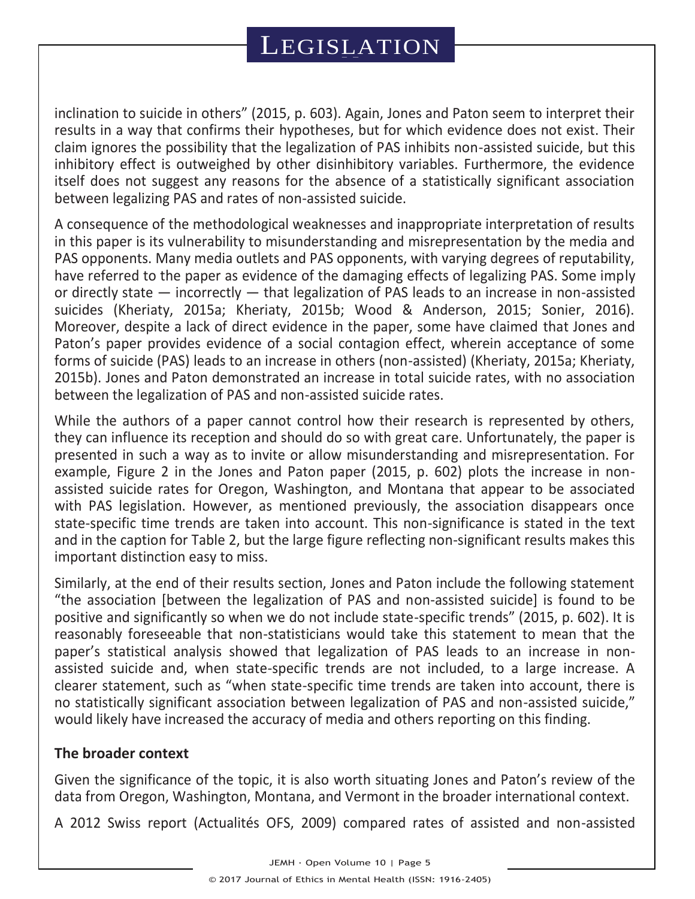inclination to suicide in others" (2015, p. 603). Again, Jones and Paton seem to interpret their results in a way that confirms their hypotheses, but for which evidence does not exist. Their claim ignores the possibility that the legalization of PAS inhibits non-assisted suicide, but this inhibitory effect is outweighed by other disinhibitory variables. Furthermore, the evidence itself does not suggest any reasons for the absence of a statistically significant association between legalizing PAS and rates of non-assisted suicide.

A consequence of the methodological weaknesses and inappropriate interpretation of results in this paper is its vulnerability to misunderstanding and misrepresentation by the media and PAS opponents. Many media outlets and PAS opponents, with varying degrees of reputability, have referred to the paper as evidence of the damaging effects of legalizing PAS. Some imply or directly state — incorrectly — that legalization of PAS leads to an increase in non-assisted suicides (Kheriaty, 2015a; Kheriaty, 2015b; Wood & Anderson, 2015; Sonier, 2016). Moreover, despite a lack of direct evidence in the paper, some have claimed that Jones and Paton's paper provides evidence of a social contagion effect, wherein acceptance of some forms of suicide (PAS) leads to an increase in others (non-assisted) (Kheriaty, 2015a; Kheriaty, 2015b). Jones and Paton demonstrated an increase in total suicide rates, with no association between the legalization of PAS and non-assisted suicide rates.

While the authors of a paper cannot control how their research is represented by others, they can influence its reception and should do so with great care. Unfortunately, the paper is presented in such a way as to invite or allow misunderstanding and misrepresentation. For example, Figure 2 in the Jones and Paton paper (2015, p. 602) plots the increase in non-assisted suicide rates for Oregon, Washington, and Montana that appear to be associated with PAS legislation. However, as mentioned previously, the association disappears once state-specific time trends are taken into account. This non-significance is stated in the text and in the caption for Table 2, but the large figure reflecting non-significant results makes this important distinction easy to miss.

Similarly, at the end of their results section, Jones and Paton include the following statement "the association [between the legalization of PAS and non-assisted suicide] is found to be positive and significantly so when we do not include state-specific trends" (2015, p. 602). It is reasonably foreseeable that non-statisticians would take this statement to mean that the paper's statistical analysis showed that legalization of PAS leads to an increase in non-assisted suicide and, when state-specific trends are not included, to a large increase. A clearer statement, such as "when state-specific time trends are taken into account, there is no statistically significant association between legalization of PAS and non-assisted suicide," would likely have increased the accuracy of media and others reporting on this finding.

### The broader context

Given the significance of the topic, it is also worth situating Jones and Paton's review of the data from Oregon, Washington, Montana, and Vermont in the broader international context.

A 2012 Swiss report (Actualités OFS, 2009) compared rates of assisted and non-assisted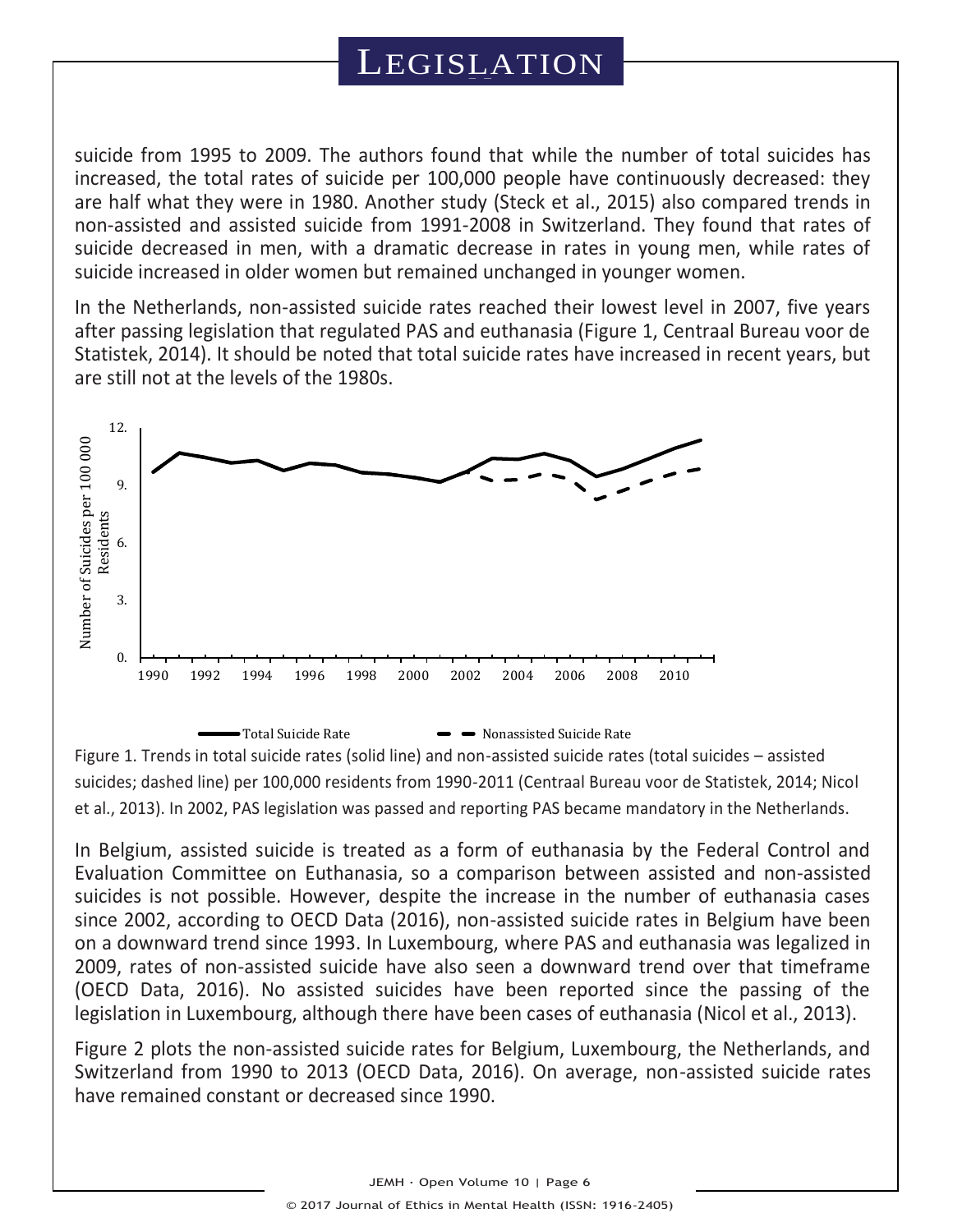suicide from 1995 to 2009. The authors found that while the number of total suicides has increased, the total rates of suicide per 100,000 people have continuously decreased: they are half what they were in 1980. Another study (Steck et al., 2015) also compared trends in non-assisted and assisted suicide from 1991-2008 in Switzerland. They found that rates of suicide decreased in men, with a dramatic decrease in rates in young men, while rates of suicide increased in older women but remained unchanged in younger women.

In the Netherlands, non-assisted suicide rates reached their lowest level in 2007, five years after passing legislation that regulated PAS and euthanasia (Figure 1, Centraal Bureau voor de Statistek, 2014). It should be noted that total suicide rates have increased in recent years, but are still not at the levels of the 1980s.

Figure 1. Trends in total suicide rates (solid line) and non-assisted suicide rates (total suicides – assisted suicides; dashed line) per 100,000 residents from 1990-2011 (Centraal Bureau voor de Statistek, 2014; Nicol et al., 2013). In 2002, PAS legislation was passed and reporting PAS became mandatory in the Netherlands.

In Belgium, assisted suicide is treated as a form of euthanasia by the Federal Control and Evaluation Committee on Euthanasia, so a comparison between assisted and non-assisted suicides is not possible. However, despite the increase in the number of euthanasia cases since 2002, according to OECD Data (2016), non-assisted suicide rates in Belgium have been on a downward trend since 1993. In Luxembourg, where PAS and euthanasia was legalized in 2009, rates of non-assisted suicide have also seen a downward trend over that timeframe (OECD Data, 2016). No assisted suicides have been reported since the passing of the legislation in Luxembourg, although there have been cases of euthanasia (Nicol et al., 2013).

Figure 2 plots the non-assisted suicide rates for Belgium, Luxembourg, the Netherlands, and Switzerland from 1990 to 2013 (OECD Data, 2016). On average, non-assisted suicide rates have remained constant or decreased since 1990.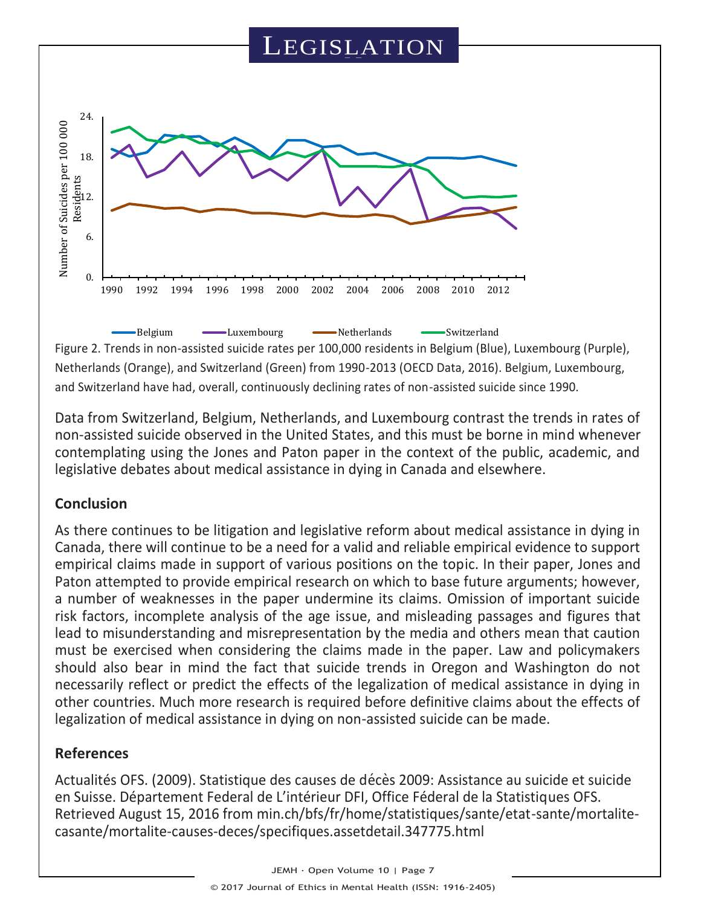Figure 2. Trends in non-assisted suicide rates per 100,000 residents in Belgium (Blue), Luxembourg (Purple), Netherlands (Orange), and Switzerland (Green) from 1990-2013 (OECD Data, 2016). Belgium, Luxembourg, and Switzerland have had, overall, continuously declining rates of non-assisted suicide since 1990.

Data from Switzerland, Belgium, Netherlands, and Luxembourg contrast the trends in rates of non-assisted suicide observed in the United States, and this must be borne in mind whenever contemplating using the Jones and Paton paper in the context of the public, academic, and legislative debates about medical assistance in dying in Canada and elsewhere.

## Conclusion

As there continues to be litigation and legislative reform about medical assistance in dying in Canada, there will continue to be a need for a valid and reliable empirical evidence to support empirical claims made in support of various positions on the topic. In their paper, Jones and Paton attempted to provide empirical research on which to base future arguments; however, a number of weaknesses in the paper undermine its claims. Omission of important suicide risk factors, incomplete analysis of the age issue, and misleading passages and figures that lead to misunderstanding and misrepresentation by the media and others mean that caution must be exercised when considering the claims made in the paper. Law and policymakers should also bear in mind the fact that suicide trends in Oregon and Washington do not necessarily reflect or predict the effects of the legalization of medical assistance in dying in other countries. Much more research is required before definitive claims about the effects of legalization of medical assistance in dying on non-assisted suicide can be made.

## References

Actualités OFS. (2009). Statistique des causes de décès 2009: Assistance au suicide et suicide en Suisse. Département Federal de L'intérieur DFI, Office Féderal de la Statistiques OFS. Retrieved August 15, 2016 from min.ch/bfs/fr/home/statistiques/sante/etat-sante/mortalite-casante/mortalite-causes-deces/specifiques.assetdetail.347775.html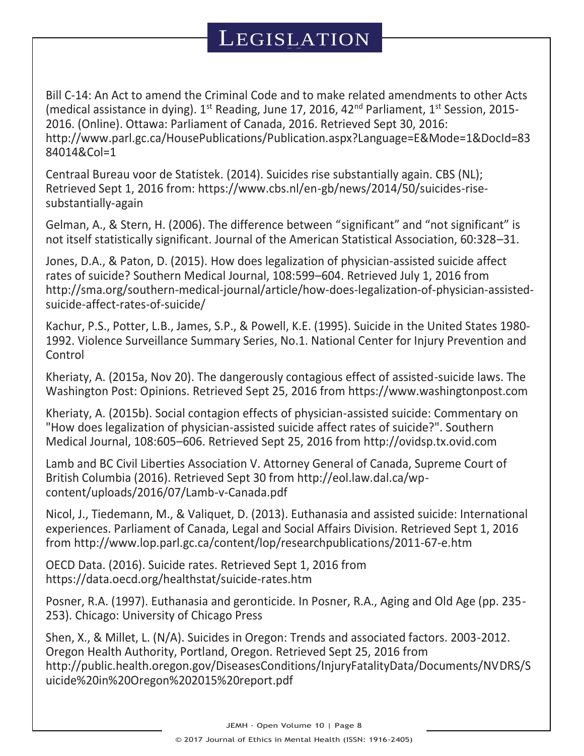# LEGISLATION

Bill C-14: An Act to amend the Criminal Code and to make related amendments to other Acts (medical assistance in dying). 1st Reading, June 17, 2016, 42nd Parliament, 1st Session, 2015-2016. (Online). Ottawa: Parliament of Canada, 2016. Retrieved Sept 30, 2016: http://www.parl.gc.ca/HousePublications/Publication.aspx?Language=E&Mode=1&DocId=8384014&Col=1

Centraal Bureau voor de Statistek. (2014). Suicides rise substantially again. CBS (NL); Retrieved Sept 1, 2016 from: https://www.cbs.nl/en-gb/news/2014/50/suicides-rise-substantially-again

Gelman, A., & Stern, H. (2006). The difference between "significant" and "not significant" is not itself statistically significant. Journal of the American Statistical Association, 60:328–31.

Jones, D.A., & Paton, D. (2015). How does legalization of physician-assisted suicide affect rates of suicide? Southern Medical Journal, 108:599–604. Retrieved July 1, 2016 from http://sma.org/southern-medical-journal/article/how-does-legalization-of-physician-assisted-suicide-affect-rates-of-suicide/

Kachur, P.S., Potter, L.B., James, S.P., & Powell, K.E. (1995). Suicide in the United States 1980-1992. Violence Surveillance Summary Series, No.1. National Center for Injury Prevention and Control

Kheriaty, A. (2015a, Nov 20). The dangerously contagious effect of assisted-suicide laws. The Washington Post: Opinions. Retrieved Sept 25, 2016 from https://www.washingtonpost.com

Kheriaty, A. (2015b). Social contagion effects of physician-assisted suicide: Commentary on "How does legalization of physician-assisted suicide affect rates of suicide?". Southern Medical Journal, 108:605–606. Retrieved Sept 25, 2016 from http://ovidsp.tx.ovid.com

Lamb and BC Civil Liberties Association V. Attorney General of Canada, Supreme Court of British Columbia (2016). Retrieved Sept 30 from http://eol.law.dal.ca/wp-content/uploads/2016/07/Lamb-v-Canada.pdf

Nicol, J., Tiedemann, M., & Valiquet, D. (2013). Euthanasia and assisted suicide: International experiences. Parliament of Canada, Legal and Social Affairs Division. Retrieved Sept 1, 2016 from http://www.lop.parl.gc.ca/content/lop/researchpublications/2011-67-e.htm

OECD Data. (2016). Suicide rates. Retrieved Sept 1, 2016 from https://data.oecd.org/healthstat/suicide-rates.htm

Posner, R.A. (1997). Euthanasia and geronticide. In Posner, R.A., Aging and Old Age (pp. 235-253). Chicago: University of Chicago Press

Shen, X., & Millet, L. (N/A). Suicides in Oregon: Trends and associated factors. 2003-2012. Oregon Health Authority, Portland, Oregon. Retrieved Sept 25, 2016 from http://public.health.oregon.gov/DiseasesConditions/InjuryFatalityData/Documents/NVDRS/Suicide%20in%20Oregon%202015%20report.pdf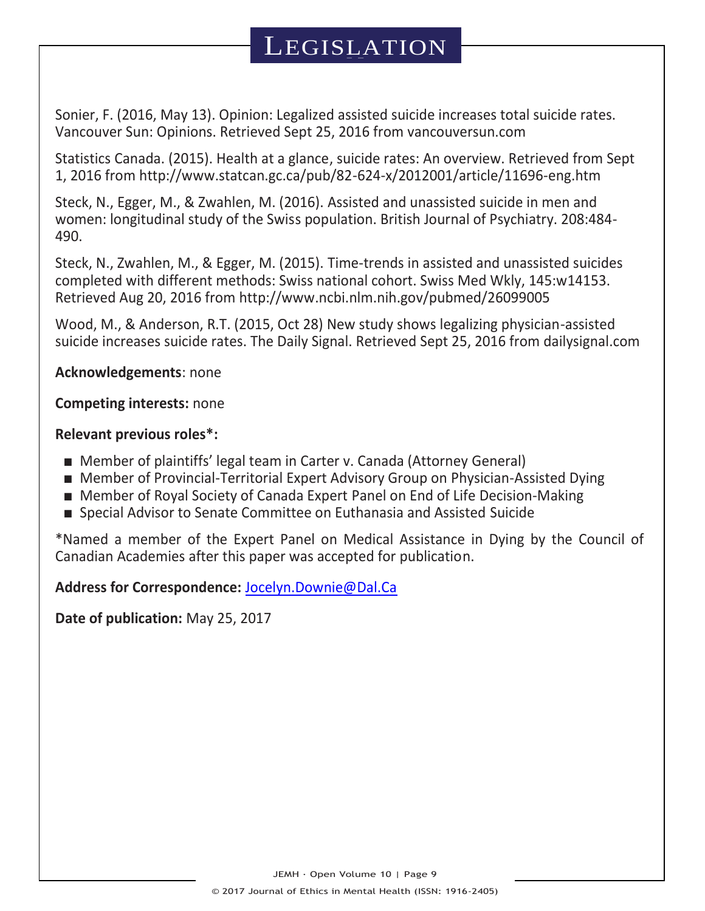Sonier, F. (2016, May 13). Opinion: Legalized assisted suicide increases total suicide rates. Vancouver Sun: Opinions. Retrieved Sept 25, 2016 from vancouversun.com

Statistics Canada. (2015). Health at a glance, suicide rates: An overview. Retrieved from Sept 1, 2016 from http://www.statcan.gc.ca/pub/82-624-x/2012001/article/11696-eng.htm

Steck, N., Egger, M., & Zwahlen, M. (2016). Assisted and unassisted suicide in men and women: longitudinal study of the Swiss population. British Journal of Psychiatry. 208:484-490.

Steck, N., Zwahlen, M., & Egger, M. (2015). Time-trends in assisted and unassisted suicides completed with different methods: Swiss national cohort. Swiss Med Wkly, 145:w14153. Retrieved Aug 20, 2016 from http://www.ncbi.nlm.nih.gov/pubmed/26099005

Wood, M., & Anderson, R.T. (2015, Oct 28) New study shows legalizing physician-assisted suicide increases suicide rates. The Daily Signal. Retrieved Sept 25, 2016 from dailysignal.com

**Acknowledgements**: none

**Competing interests:** none

**Relevant previous roles*:**

- Member of plaintiffs' legal team in Carter v. Canada (Attorney General)
- Member of Provincial-Territorial Expert Advisory Group on Physician-Assisted Dying
- Member of Royal Society of Canada Expert Panel on End of Life Decision-Making
- Special Advisor to Senate Committee on Euthanasia and Assisted Suicide

*Named a member of the Expert Panel on Medical Assistance in Dying by the Council of Canadian Academies after this paper was accepted for publication.

**Address for Correspondence:** Jocelyn.Downie@Dal.Ca

**Date of publication:** May 25, 2017